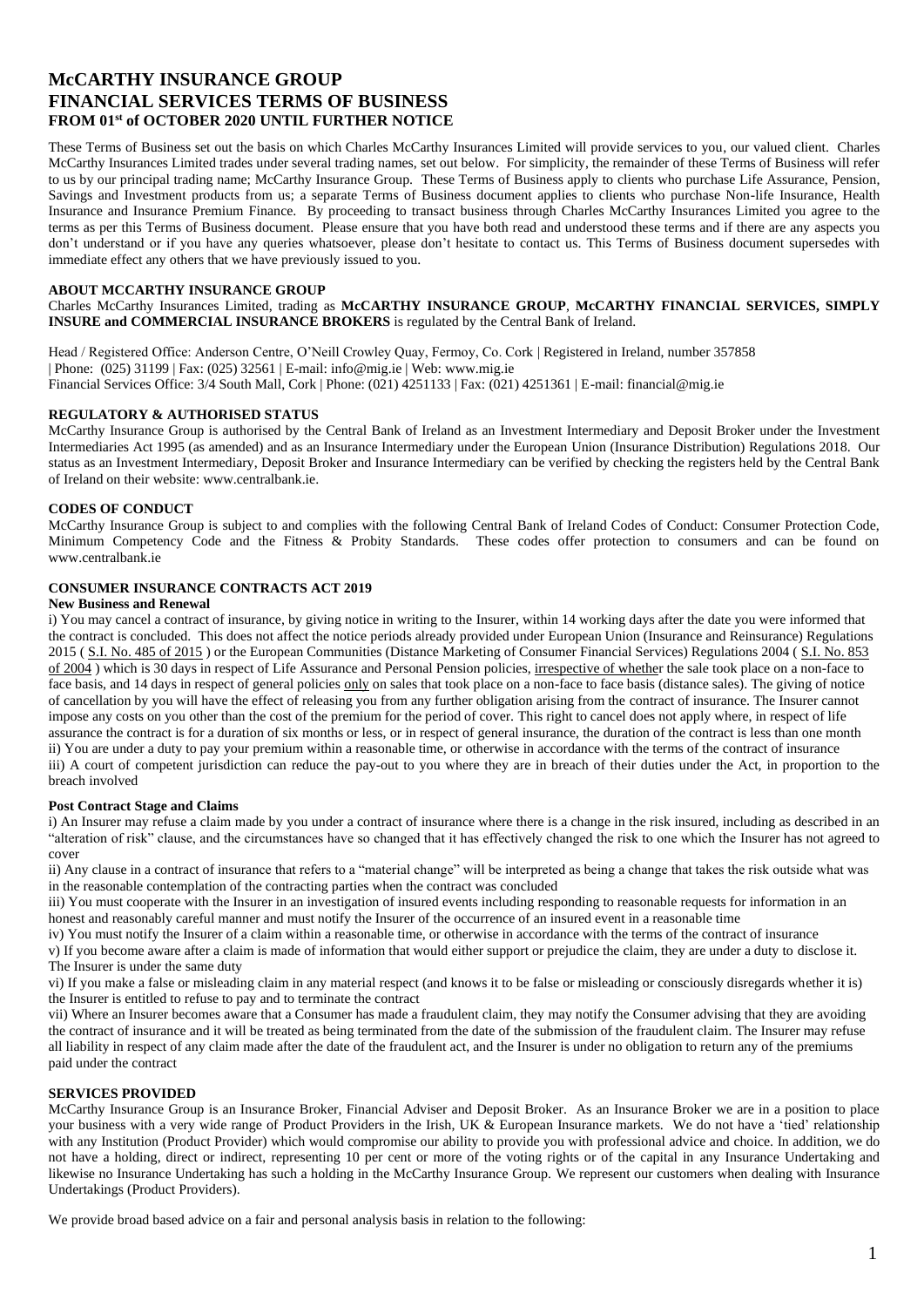# McCARTHY INSURANCE GROUP
# FINANCIAL SERVICES TERMS OF BUSINESS
## FROM 01st of OCTOBER 2020 UNTIL FURTHER NOTICE

These Terms of Business set out the basis on which Charles McCarthy Insurances Limited will provide services to you, our valued client. Charles McCarthy Insurances Limited trades under several trading names, set out below. For simplicity, the remainder of these Terms of Business will refer to us by our principal trading name; McCarthy Insurance Group. These Terms of Business apply to clients who purchase Life Assurance, Pension, Savings and Investment products from us; a separate Terms of Business document applies to clients who purchase Non-life Insurance, Health Insurance and Insurance Premium Finance. By proceeding to transact business through Charles McCarthy Insurances Limited you agree to the terms as per this Terms of Business document. Please ensure that you have both read and understood these terms and if there are any aspects you don't understand or if you have any queries whatsoever, please don't hesitate to contact us. This Terms of Business document supersedes with immediate effect any others that we have previously issued to you.

### ABOUT MCCARTHY INSURANCE GROUP

Charles McCarthy Insurances Limited, trading as **McCARTHY INSURANCE GROUP**, **McCARTHY FINANCIAL SERVICES, SIMPLY INSURE and COMMERCIAL INSURANCE BROKERS** is regulated by the Central Bank of Ireland.

Head / Registered Office: Anderson Centre, O'Neill Crowley Quay, Fermoy, Co. Cork | Registered in Ireland, number 357858 | Phone: (025) 31199 | Fax: (025) 32561 | E-mail: info@mig.ie | Web: www.mig.ie
Financial Services Office: 3/4 South Mall, Cork | Phone: (021) 4251133 | Fax: (021) 4251361 | E-mail: financial@mig.ie

### REGULATORY & AUTHORISED STATUS

McCarthy Insurance Group is authorised by the Central Bank of Ireland as an Investment Intermediary and Deposit Broker under the Investment Intermediaries Act 1995 (as amended) and as an Insurance Intermediary under the European Union (Insurance Distribution) Regulations 2018. Our status as an Investment Intermediary, Deposit Broker and Insurance Intermediary can be verified by checking the registers held by the Central Bank of Ireland on their website: www.centralbank.ie.

### CODES OF CONDUCT

McCarthy Insurance Group is subject to and complies with the following Central Bank of Ireland Codes of Conduct: Consumer Protection Code, Minimum Competency Code and the Fitness & Probity Standards. These codes offer protection to consumers and can be found on www.centralbank.ie

### CONSUMER INSURANCE CONTRACTS ACT 2019

**New Business and Renewal**

i) You may cancel a contract of insurance, by giving notice in writing to the Insurer, within 14 working days after the date you were informed that the contract is concluded. This does not affect the notice periods already provided under European Union (Insurance and Reinsurance) Regulations 2015 ( S.I. No. 485 of 2015 ) or the European Communities (Distance Marketing of Consumer Financial Services) Regulations 2004 ( S.I. No. 853 of 2004 ) which is 30 days in respect of Life Assurance and Personal Pension policies, irrespective of whether the sale took place on a non-face to face basis, and 14 days in respect of general policies only on sales that took place on a non-face to face basis (distance sales). The giving of notice of cancellation by you will have the effect of releasing you from any further obligation arising from the contract of insurance. The Insurer cannot impose any costs on you other than the cost of the premium for the period of cover. This right to cancel does not apply where, in respect of life assurance the contract is for a duration of six months or less, or in respect of general insurance, the duration of the contract is less than one month
ii) You are under a duty to pay your premium within a reasonable time, or otherwise in accordance with the terms of the contract of insurance
iii) A court of competent jurisdiction can reduce the pay-out to you where they are in breach of their duties under the Act, in proportion to the breach involved

**Post Contract Stage and Claims**

i) An Insurer may refuse a claim made by you under a contract of insurance where there is a change in the risk insured, including as described in an "alteration of risk" clause, and the circumstances have so changed that it has effectively changed the risk to one which the Insurer has not agreed to cover
ii) Any clause in a contract of insurance that refers to a "material change" will be interpreted as being a change that takes the risk outside what was in the reasonable contemplation of the contracting parties when the contract was concluded
iii) You must cooperate with the Insurer in an investigation of insured events including responding to reasonable requests for information in an honest and reasonably careful manner and must notify the Insurer of the occurrence of an insured event in a reasonable time
iv) You must notify the Insurer of a claim within a reasonable time, or otherwise in accordance with the terms of the contract of insurance
v) If you become aware after a claim is made of information that would either support or prejudice the claim, they are under a duty to disclose it. The Insurer is under the same duty
vi) If you make a false or misleading claim in any material respect (and knows it to be false or misleading or consciously disregards whether it is) the Insurer is entitled to refuse to pay and to terminate the contract
vii) Where an Insurer becomes aware that a Consumer has made a fraudulent claim, they may notify the Consumer advising that they are avoiding the contract of insurance and it will be treated as being terminated from the date of the submission of the fraudulent claim. The Insurer may refuse all liability in respect of any claim made after the date of the fraudulent act, and the Insurer is under no obligation to return any of the premiums paid under the contract

### SERVICES PROVIDED

McCarthy Insurance Group is an Insurance Broker, Financial Adviser and Deposit Broker. As an Insurance Broker we are in a position to place your business with a very wide range of Product Providers in the Irish, UK & European Insurance markets. We do not have a 'tied' relationship with any Institution (Product Provider) which would compromise our ability to provide you with professional advice and choice. In addition, we do not have a holding, direct or indirect, representing 10 per cent or more of the voting rights or of the capital in any Insurance Undertaking and likewise no Insurance Undertaking has such a holding in the McCarthy Insurance Group. We represent our customers when dealing with Insurance Undertakings (Product Providers).

We provide broad based advice on a fair and personal analysis basis in relation to the following: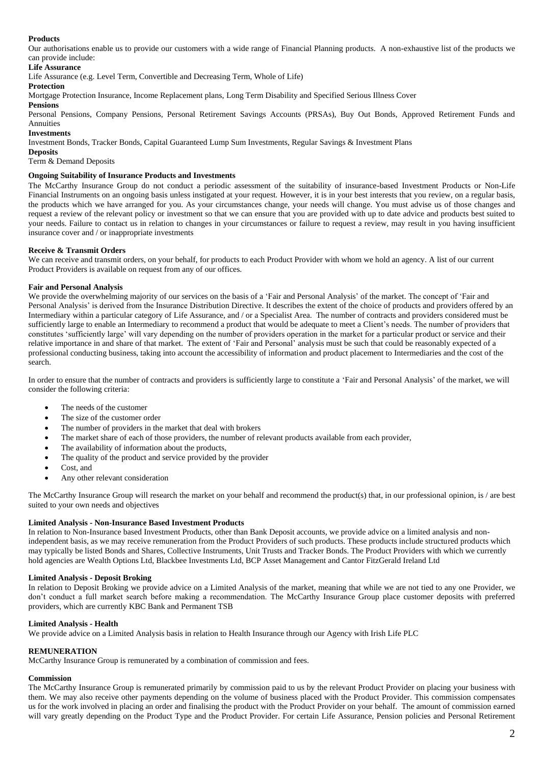**Products**

Our authorisations enable us to provide our customers with a wide range of Financial Planning products. A non-exhaustive list of the products we can provide include:

**Life Assurance**

Life Assurance (e.g. Level Term, Convertible and Decreasing Term, Whole of Life)

**Protection**

Mortgage Protection Insurance, Income Replacement plans, Long Term Disability and Specified Serious Illness Cover

**Pensions**

Personal Pensions, Company Pensions, Personal Retirement Savings Accounts (PRSAs), Buy Out Bonds, Approved Retirement Funds and Annuities

**Investments**

Investment Bonds, Tracker Bonds, Capital Guaranteed Lump Sum Investments, Regular Savings & Investment Plans

**Deposits**

Term & Demand Deposits

**Ongoing Suitability of Insurance Products and Investments**

The McCarthy Insurance Group do not conduct a periodic assessment of the suitability of insurance-based Investment Products or Non-Life Financial Instruments on an ongoing basis unless instigated at your request. However, it is in your best interests that you review, on a regular basis, the products which we have arranged for you. As your circumstances change, your needs will change. You must advise us of those changes and request a review of the relevant policy or investment so that we can ensure that you are provided with up to date advice and products best suited to your needs. Failure to contact us in relation to changes in your circumstances or failure to request a review, may result in you having insufficient insurance cover and / or inappropriate investments

**Receive & Transmit Orders**

We can receive and transmit orders, on your behalf, for products to each Product Provider with whom we hold an agency. A list of our current Product Providers is available on request from any of our offices.

**Fair and Personal Analysis**

We provide the overwhelming majority of our services on the basis of a 'Fair and Personal Analysis' of the market. The concept of 'Fair and Personal Analysis' is derived from the Insurance Distribution Directive. It describes the extent of the choice of products and providers offered by an Intermediary within a particular category of Life Assurance, and / or a Specialist Area. The number of contracts and providers considered must be sufficiently large to enable an Intermediary to recommend a product that would be adequate to meet a Client's needs. The number of providers that constitutes 'sufficiently large' will vary depending on the number of providers operation in the market for a particular product or service and their relative importance in and share of that market. The extent of 'Fair and Personal' analysis must be such that could be reasonably expected of a professional conducting business, taking into account the accessibility of information and product placement to Intermediaries and the cost of the search.

In order to ensure that the number of contracts and providers is sufficiently large to constitute a 'Fair and Personal Analysis' of the market, we will consider the following criteria:

- The needs of the customer
- The size of the customer order
- The number of providers in the market that deal with brokers
- The market share of each of those providers, the number of relevant products available from each provider,
- The availability of information about the products,
- The quality of the product and service provided by the provider
- Cost, and
- Any other relevant consideration

The McCarthy Insurance Group will research the market on your behalf and recommend the product(s) that, in our professional opinion, is / are best suited to your own needs and objectives

**Limited Analysis - Non-Insurance Based Investment Products**

In relation to Non-Insurance based Investment Products, other than Bank Deposit accounts, we provide advice on a limited analysis and non-independent basis, as we may receive remuneration from the Product Providers of such products. These products include structured products which may typically be listed Bonds and Shares, Collective Instruments, Unit Trusts and Tracker Bonds. The Product Providers with which we currently hold agencies are Wealth Options Ltd, Blackbee Investments Ltd, BCP Asset Management and Cantor FitzGerald Ireland Ltd

**Limited Analysis - Deposit Broking**

In relation to Deposit Broking we provide advice on a Limited Analysis of the market, meaning that while we are not tied to any one Provider, we don't conduct a full market search before making a recommendation. The McCarthy Insurance Group place customer deposits with preferred providers, which are currently KBC Bank and Permanent TSB

**Limited Analysis - Health**

We provide advice on a Limited Analysis basis in relation to Health Insurance through our Agency with Irish Life PLC

**REMUNERATION**

McCarthy Insurance Group is remunerated by a combination of commission and fees.

**Commission**

The McCarthy Insurance Group is remunerated primarily by commission paid to us by the relevant Product Provider on placing your business with them. We may also receive other payments depending on the volume of business placed with the Product Provider. This commission compensates us for the work involved in placing an order and finalising the product with the Product Provider on your behalf. The amount of commission earned will vary greatly depending on the Product Type and the Product Provider. For certain Life Assurance, Pension policies and Personal Retirement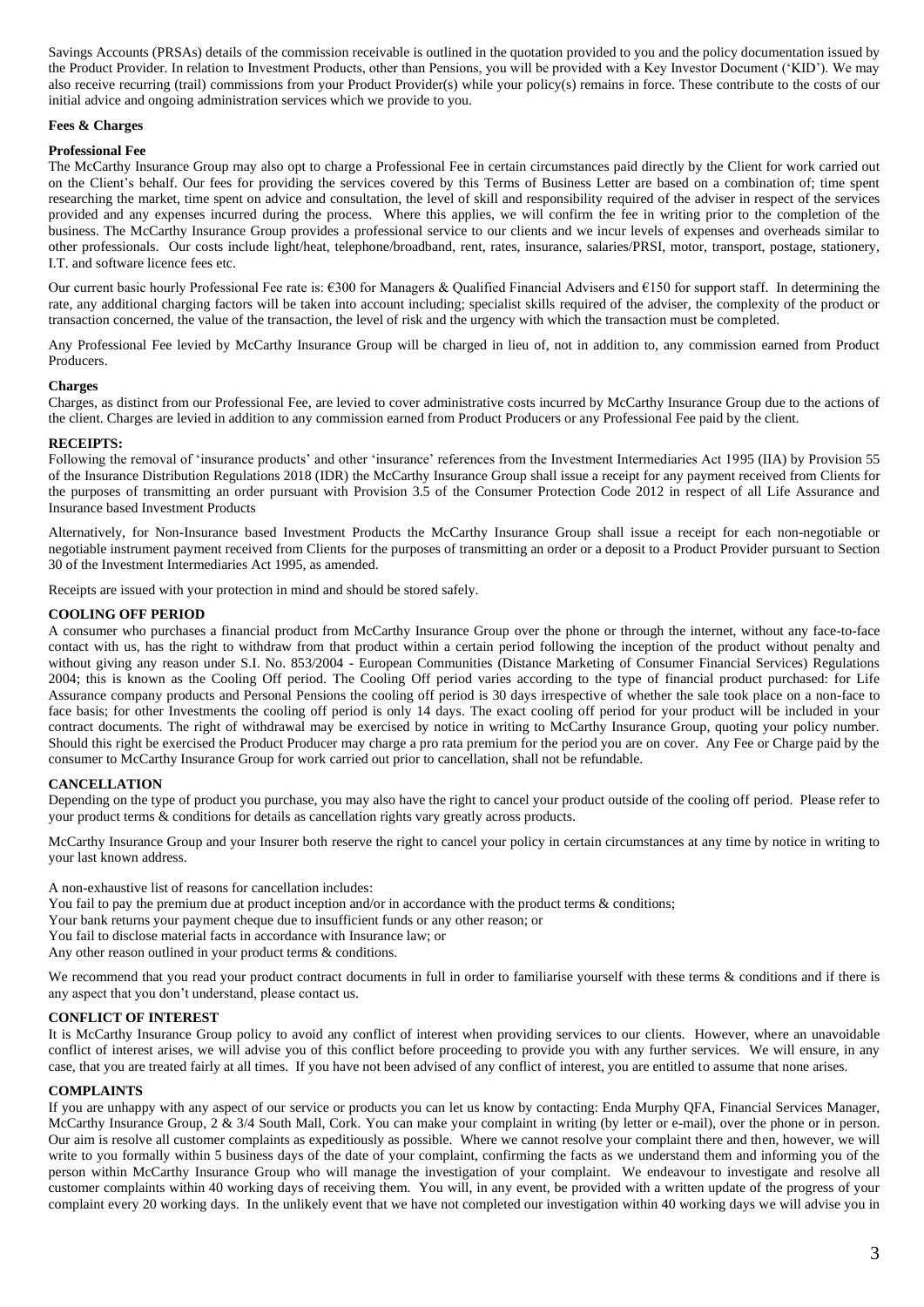Savings Accounts (PRSAs) details of the commission receivable is outlined in the quotation provided to you and the policy documentation issued by the Product Provider. In relation to Investment Products, other than Pensions, you will be provided with a Key Investor Document ('KID'). We may also receive recurring (trail) commissions from your Product Provider(s) while your policy(s) remains in force. These contribute to the costs of our initial advice and ongoing administration services which we provide to you.

**Fees & Charges**

**Professional Fee**

The McCarthy Insurance Group may also opt to charge a Professional Fee in certain circumstances paid directly by the Client for work carried out on the Client's behalf. Our fees for providing the services covered by this Terms of Business Letter are based on a combination of; time spent researching the market, time spent on advice and consultation, the level of skill and responsibility required of the adviser in respect of the services provided and any expenses incurred during the process. Where this applies, we will confirm the fee in writing prior to the completion of the business. The McCarthy Insurance Group provides a professional service to our clients and we incur levels of expenses and overheads similar to other professionals. Our costs include light/heat, telephone/broadband, rent, rates, insurance, salaries/PRSI, motor, transport, postage, stationery, I.T. and software licence fees etc.

Our current basic hourly Professional Fee rate is: €300 for Managers & Qualified Financial Advisers and €150 for support staff. In determining the rate, any additional charging factors will be taken into account including; specialist skills required of the adviser, the complexity of the product or transaction concerned, the value of the transaction, the level of risk and the urgency with which the transaction must be completed.

Any Professional Fee levied by McCarthy Insurance Group will be charged in lieu of, not in addition to, any commission earned from Product Producers.

**Charges**

Charges, as distinct from our Professional Fee, are levied to cover administrative costs incurred by McCarthy Insurance Group due to the actions of the client. Charges are levied in addition to any commission earned from Product Producers or any Professional Fee paid by the client.

**RECEIPTS:**

Following the removal of 'insurance products' and other 'insurance' references from the Investment Intermediaries Act 1995 (IIA) by Provision 55 of the Insurance Distribution Regulations 2018 (IDR) the McCarthy Insurance Group shall issue a receipt for any payment received from Clients for the purposes of transmitting an order pursuant with Provision 3.5 of the Consumer Protection Code 2012 in respect of all Life Assurance and Insurance based Investment Products

Alternatively, for Non-Insurance based Investment Products the McCarthy Insurance Group shall issue a receipt for each non-negotiable or negotiable instrument payment received from Clients for the purposes of transmitting an order or a deposit to a Product Provider pursuant to Section 30 of the Investment Intermediaries Act 1995, as amended.

Receipts are issued with your protection in mind and should be stored safely.

**COOLING OFF PERIOD**

A consumer who purchases a financial product from McCarthy Insurance Group over the phone or through the internet, without any face-to-face contact with us, has the right to withdraw from that product within a certain period following the inception of the product without penalty and without giving any reason under S.I. No. 853/2004 - European Communities (Distance Marketing of Consumer Financial Services) Regulations 2004; this is known as the Cooling Off period. The Cooling Off period varies according to the type of financial product purchased: for Life Assurance company products and Personal Pensions the cooling off period is 30 days irrespective of whether the sale took place on a non-face to face basis; for other Investments the cooling off period is only 14 days. The exact cooling off period for your product will be included in your contract documents. The right of withdrawal may be exercised by notice in writing to McCarthy Insurance Group, quoting your policy number. Should this right be exercised the Product Producer may charge a pro rata premium for the period you are on cover. Any Fee or Charge paid by the consumer to McCarthy Insurance Group for work carried out prior to cancellation, shall not be refundable.

**CANCELLATION**

Depending on the type of product you purchase, you may also have the right to cancel your product outside of the cooling off period. Please refer to your product terms & conditions for details as cancellation rights vary greatly across products.

McCarthy Insurance Group and your Insurer both reserve the right to cancel your policy in certain circumstances at any time by notice in writing to your last known address.

A non-exhaustive list of reasons for cancellation includes:

You fail to pay the premium due at product inception and/or in accordance with the product terms & conditions;

Your bank returns your payment cheque due to insufficient funds or any other reason; or

You fail to disclose material facts in accordance with Insurance law; or

Any other reason outlined in your product terms & conditions.

We recommend that you read your product contract documents in full in order to familiarise yourself with these terms & conditions and if there is any aspect that you don't understand, please contact us.

**CONFLICT OF INTEREST**

It is McCarthy Insurance Group policy to avoid any conflict of interest when providing services to our clients. However, where an unavoidable conflict of interest arises, we will advise you of this conflict before proceeding to provide you with any further services. We will ensure, in any case, that you are treated fairly at all times. If you have not been advised of any conflict of interest, you are entitled to assume that none arises.

**COMPLAINTS**

If you are unhappy with any aspect of our service or products you can let us know by contacting: Enda Murphy QFA, Financial Services Manager, McCarthy Insurance Group, 2 & 3/4 South Mall, Cork. You can make your complaint in writing (by letter or e-mail), over the phone or in person. Our aim is resolve all customer complaints as expeditiously as possible. Where we cannot resolve your complaint there and then, however, we will write to you formally within 5 business days of the date of your complaint, confirming the facts as we understand them and informing you of the person within McCarthy Insurance Group who will manage the investigation of your complaint. We endeavour to investigate and resolve all customer complaints within 40 working days of receiving them. You will, in any event, be provided with a written update of the progress of your complaint every 20 working days. In the unlikely event that we have not completed our investigation within 40 working days we will advise you in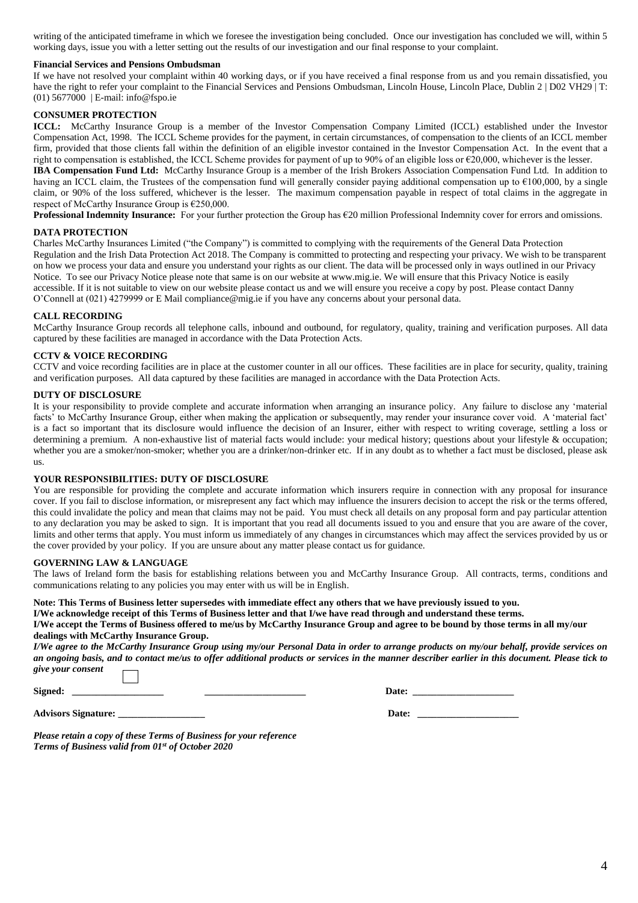writing of the anticipated timeframe in which we foresee the investigation being concluded. Once our investigation has concluded we will, within 5 working days, issue you with a letter setting out the results of our investigation and our final response to your complaint.

**Financial Services and Pensions Ombudsman**

If we have not resolved your complaint within 40 working days, or if you have received a final response from us and you remain dissatisfied, you have the right to refer your complaint to the Financial Services and Pensions Ombudsman, Lincoln House, Lincoln Place, Dublin 2 | D02 VH29 | T: (01) 5677000 | E-mail: info@fspo.ie

**CONSUMER PROTECTION**

**ICCL:** McCarthy Insurance Group is a member of the Investor Compensation Company Limited (ICCL) established under the Investor Compensation Act, 1998. The ICCL Scheme provides for the payment, in certain circumstances, of compensation to the clients of an ICCL member firm, provided that those clients fall within the definition of an eligible investor contained in the Investor Compensation Act. In the event that a right to compensation is established, the ICCL Scheme provides for payment of up to 90% of an eligible loss or €20,000, whichever is the lesser.

**IBA Compensation Fund Ltd:** McCarthy Insurance Group is a member of the Irish Brokers Association Compensation Fund Ltd. In addition to having an ICCL claim, the Trustees of the compensation fund will generally consider paying additional compensation up to €100,000, by a single claim, or 90% of the loss suffered, whichever is the lesser. The maximum compensation payable in respect of total claims in the aggregate in respect of McCarthy Insurance Group is €250,000.

**Professional Indemnity Insurance:** For your further protection the Group has €20 million Professional Indemnity cover for errors and omissions.

**DATA PROTECTION**

Charles McCarthy Insurances Limited ("the Company") is committed to complying with the requirements of the General Data Protection Regulation and the Irish Data Protection Act 2018. The Company is committed to protecting and respecting your privacy. We wish to be transparent on how we process your data and ensure you understand your rights as our client. The data will be processed only in ways outlined in our Privacy Notice. To see our Privacy Notice please note that same is on our website at www.mig.ie. We will ensure that this Privacy Notice is easily accessible. If it is not suitable to view on our website please contact us and we will ensure you receive a copy by post. Please contact Danny O'Connell at (021) 4279999 or E Mail compliance@mig.ie if you have any concerns about your personal data.

**CALL RECORDING**

McCarthy Insurance Group records all telephone calls, inbound and outbound, for regulatory, quality, training and verification purposes. All data captured by these facilities are managed in accordance with the Data Protection Acts.

**CCTV & VOICE RECORDING**

CCTV and voice recording facilities are in place at the customer counter in all our offices. These facilities are in place for security, quality, training and verification purposes. All data captured by these facilities are managed in accordance with the Data Protection Acts.

**DUTY OF DISCLOSURE**

It is your responsibility to provide complete and accurate information when arranging an insurance policy. Any failure to disclose any 'material facts' to McCarthy Insurance Group, either when making the application or subsequently, may render your insurance cover void. A 'material fact' is a fact so important that its disclosure would influence the decision of an Insurer, either with respect to writing coverage, settling a loss or determining a premium. A non-exhaustive list of material facts would include: your medical history; questions about your lifestyle & occupation; whether you are a smoker/non-smoker; whether you are a drinker/non-drinker etc. If in any doubt as to whether a fact must be disclosed, please ask us.

**YOUR RESPONSIBILITIES: DUTY OF DISCLOSURE**

You are responsible for providing the complete and accurate information which insurers require in connection with any proposal for insurance cover. If you fail to disclose information, or misrepresent any fact which may influence the insurers decision to accept the risk or the terms offered, this could invalidate the policy and mean that claims may not be paid. You must check all details on any proposal form and pay particular attention to any declaration you may be asked to sign. It is important that you read all documents issued to you and ensure that you are aware of the cover, limits and other terms that apply. You must inform us immediately of any changes in circumstances which may affect the services provided by us or the cover provided by your policy. If you are unsure about any matter please contact us for guidance.

**GOVERNING LAW & LANGUAGE**

The laws of Ireland form the basis for establishing relations between you and McCarthy Insurance Group. All contracts, terms, conditions and communications relating to any policies you may enter with us will be in English.

**Note: This Terms of Business letter supersedes with immediate effect any others that we have previously issued to you.**

**I/We acknowledge receipt of this Terms of Business letter and that I/we have read through and understand these terms.**

**I/We accept the Terms of Business offered to me/us by McCarthy Insurance Group and agree to be bound by those terms in all my/our dealings with McCarthy Insurance Group.**

***I/We agree to the McCarthy Insurance Group using my/our Personal Data in order to arrange products on my/our behalf, provide services on an ongoing basis, and to contact me/us to offer additional products or services in the manner describer earlier in this document. Please tick to give your consent*** ☐

**Signed:** ___________________ ______________________ **Date:** _____________________

**Advisors Signature:** __________________ **Date:** _____________________

***Please retain a copy of these Terms of Business for your reference***
***Terms of Business valid from 01st of October 2020***